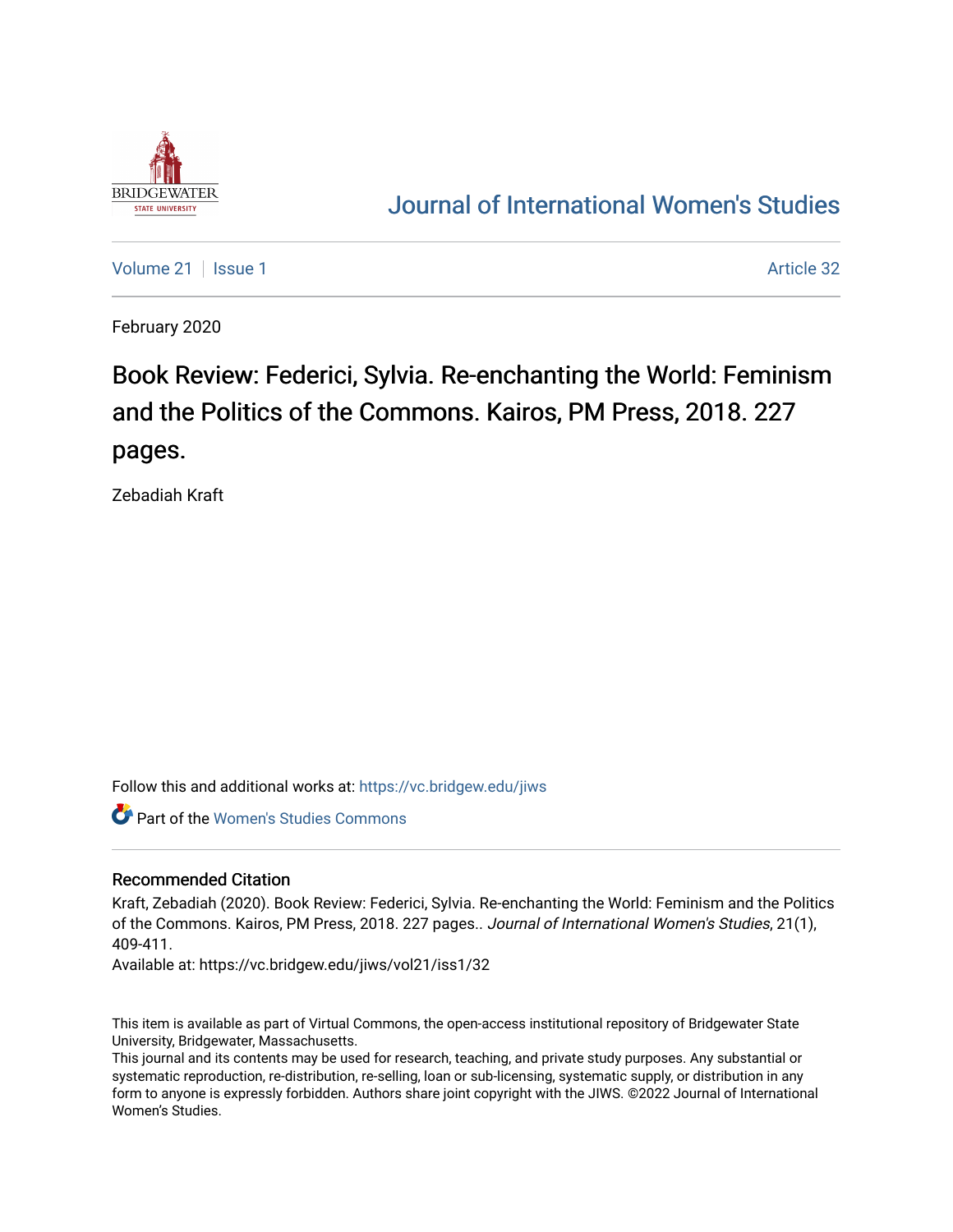# Journal of International Women's Studies

Volume 21 | Issue 1 | Article 32

February 2020

## Book Review: Federici, Sylvia. Re-enchanting the World: Feminism and the Politics of the Commons. Kairos, PM Press, 2018. 227 pages.

Zebadiah Kraft

Follow this and additional works at: https://vc.bridgew.edu/jiws

Part of the Women's Studies Commons

### Recommended Citation

Kraft, Zebadiah (2020). Book Review: Federici, Sylvia. Re-enchanting the World: Feminism and the Politics of the Commons. Kairos, PM Press, 2018. 227 pages.. *Journal of International Women's Studies*, 21(1), 409-411.

Available at: https://vc.bridgew.edu/jiws/vol21/iss1/32

This item is available as part of Virtual Commons, the open-access institutional repository of Bridgewater State University, Bridgewater, Massachusetts.

This journal and its contents may be used for research, teaching, and private study purposes. Any substantial or systematic reproduction, re-distribution, re-selling, loan or sub-licensing, systematic supply, or distribution in any form to anyone is expressly forbidden. Authors share joint copyright with the JIWS. ©2022 Journal of International Women's Studies.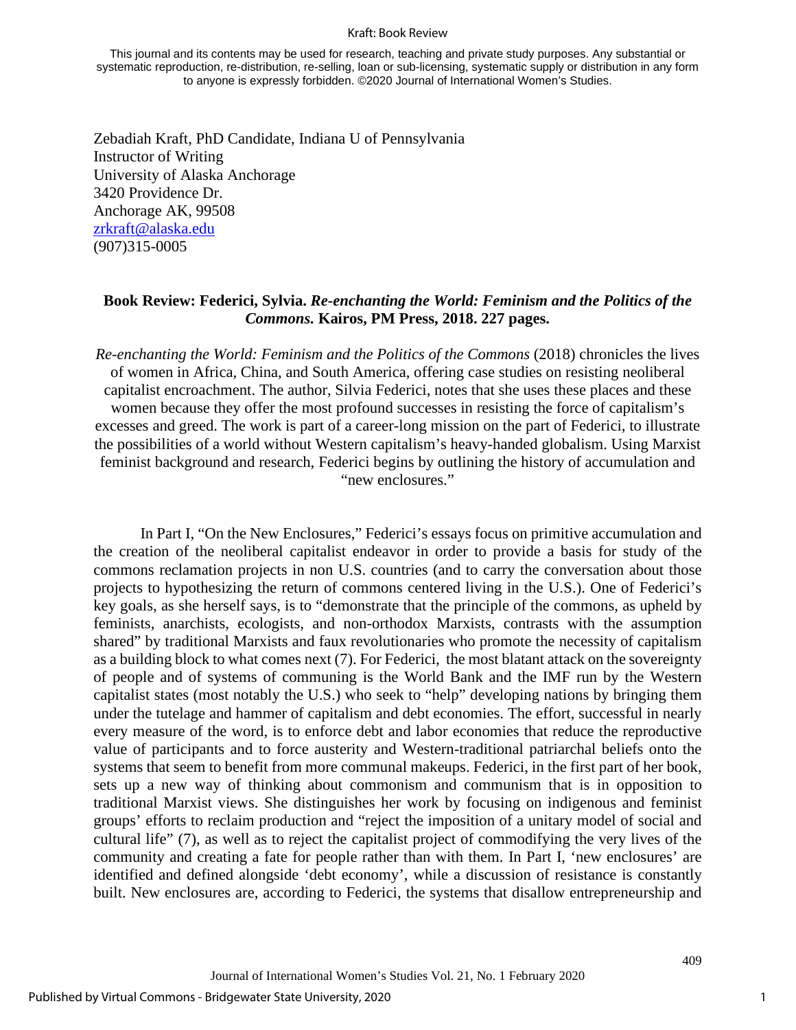This journal and its contents may be used for research, teaching and private study purposes. Any substantial or systematic reproduction, re-distribution, re-selling, loan or sub-licensing, systematic supply or distribution in any form to anyone is expressly forbidden. ©2020 Journal of International Women's Studies.

Zebadiah Kraft, PhD Candidate, Indiana U of Pennsylvania
Instructor of Writing
University of Alaska Anchorage
3420 Providence Dr.
Anchorage AK, 99508
zrkraft@alaska.edu
(907)315-0005

## Book Review: Federici, Sylvia. *Re-enchanting the World: Feminism and the Politics of the Commons.* Kairos, PM Press, 2018. 227 pages.

*Re-enchanting the World: Feminism and the Politics of the Commons* (2018) chronicles the lives of women in Africa, China, and South America, offering case studies on resisting neoliberal capitalist encroachment. The author, Silvia Federici, notes that she uses these places and these women because they offer the most profound successes in resisting the force of capitalism's excesses and greed. The work is part of a career-long mission on the part of Federici, to illustrate the possibilities of a world without Western capitalism's heavy-handed globalism. Using Marxist feminist background and research, Federici begins by outlining the history of accumulation and "new enclosures."

In Part I, "On the New Enclosures," Federici's essays focus on primitive accumulation and the creation of the neoliberal capitalist endeavor in order to provide a basis for study of the commons reclamation projects in non U.S. countries (and to carry the conversation about those projects to hypothesizing the return of commons centered living in the U.S.). One of Federici's key goals, as she herself says, is to "demonstrate that the principle of the commons, as upheld by feminists, anarchists, ecologists, and non-orthodox Marxists, contrasts with the assumption shared" by traditional Marxists and faux revolutionaries who promote the necessity of capitalism as a building block to what comes next (7). For Federici, the most blatant attack on the sovereignty of people and of systems of communing is the World Bank and the IMF run by the Western capitalist states (most notably the U.S.) who seek to "help" developing nations by bringing them under the tutelage and hammer of capitalism and debt economies. The effort, successful in nearly every measure of the word, is to enforce debt and labor economies that reduce the reproductive value of participants and to force austerity and Western-traditional patriarchal beliefs onto the systems that seem to benefit from more communal makeups. Federici, in the first part of her book, sets up a new way of thinking about commonism and communism that is in opposition to traditional Marxist views. She distinguishes her work by focusing on indigenous and feminist groups' efforts to reclaim production and "reject the imposition of a unitary model of social and cultural life" (7), as well as to reject the capitalist project of commodifying the very lives of the community and creating a fate for people rather than with them. In Part I, 'new enclosures' are identified and defined alongside 'debt economy', while a discussion of resistance is constantly built. New enclosures are, according to Federici, the systems that disallow entrepreneurship and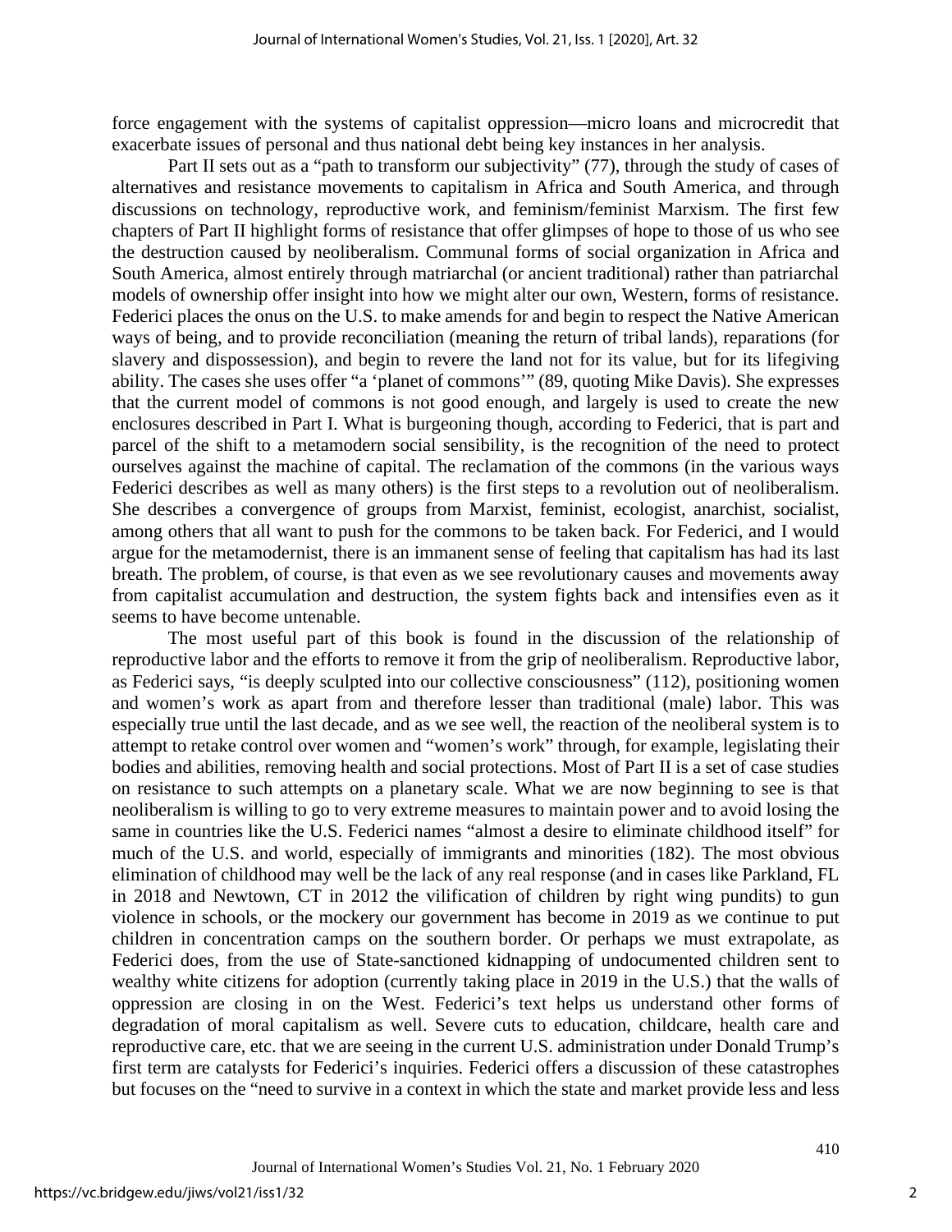force engagement with the systems of capitalist oppression—micro loans and microcredit that exacerbate issues of personal and thus national debt being key instances in her analysis.

Part II sets out as a "path to transform our subjectivity" (77), through the study of cases of alternatives and resistance movements to capitalism in Africa and South America, and through discussions on technology, reproductive work, and feminism/feminist Marxism. The first few chapters of Part II highlight forms of resistance that offer glimpses of hope to those of us who see the destruction caused by neoliberalism. Communal forms of social organization in Africa and South America, almost entirely through matriarchal (or ancient traditional) rather than patriarchal models of ownership offer insight into how we might alter our own, Western, forms of resistance. Federici places the onus on the U.S. to make amends for and begin to respect the Native American ways of being, and to provide reconciliation (meaning the return of tribal lands), reparations (for slavery and dispossession), and begin to revere the land not for its value, but for its lifegiving ability. The cases she uses offer "a 'planet of commons'" (89, quoting Mike Davis). She expresses that the current model of commons is not good enough, and largely is used to create the new enclosures described in Part I. What is burgeoning though, according to Federici, that is part and parcel of the shift to a metamodern social sensibility, is the recognition of the need to protect ourselves against the machine of capital. The reclamation of the commons (in the various ways Federici describes as well as many others) is the first steps to a revolution out of neoliberalism. She describes a convergence of groups from Marxist, feminist, ecologist, anarchist, socialist, among others that all want to push for the commons to be taken back. For Federici, and I would argue for the metamodernist, there is an immanent sense of feeling that capitalism has had its last breath. The problem, of course, is that even as we see revolutionary causes and movements away from capitalist accumulation and destruction, the system fights back and intensifies even as it seems to have become untenable.

The most useful part of this book is found in the discussion of the relationship of reproductive labor and the efforts to remove it from the grip of neoliberalism. Reproductive labor, as Federici says, "is deeply sculpted into our collective consciousness" (112), positioning women and women's work as apart from and therefore lesser than traditional (male) labor. This was especially true until the last decade, and as we see well, the reaction of the neoliberal system is to attempt to retake control over women and "women's work" through, for example, legislating their bodies and abilities, removing health and social protections. Most of Part II is a set of case studies on resistance to such attempts on a planetary scale. What we are now beginning to see is that neoliberalism is willing to go to very extreme measures to maintain power and to avoid losing the same in countries like the U.S. Federici names "almost a desire to eliminate childhood itself" for much of the U.S. and world, especially of immigrants and minorities (182). The most obvious elimination of childhood may well be the lack of any real response (and in cases like Parkland, FL in 2018 and Newtown, CT in 2012 the vilification of children by right wing pundits) to gun violence in schools, or the mockery our government has become in 2019 as we continue to put children in concentration camps on the southern border. Or perhaps we must extrapolate, as Federici does, from the use of State-sanctioned kidnapping of undocumented children sent to wealthy white citizens for adoption (currently taking place in 2019 in the U.S.) that the walls of oppression are closing in on the West. Federici's text helps us understand other forms of degradation of moral capitalism as well. Severe cuts to education, childcare, health care and reproductive care, etc. that we are seeing in the current U.S. administration under Donald Trump's first term are catalysts for Federici's inquiries. Federici offers a discussion of these catastrophes but focuses on the "need to survive in a context in which the state and market provide less and less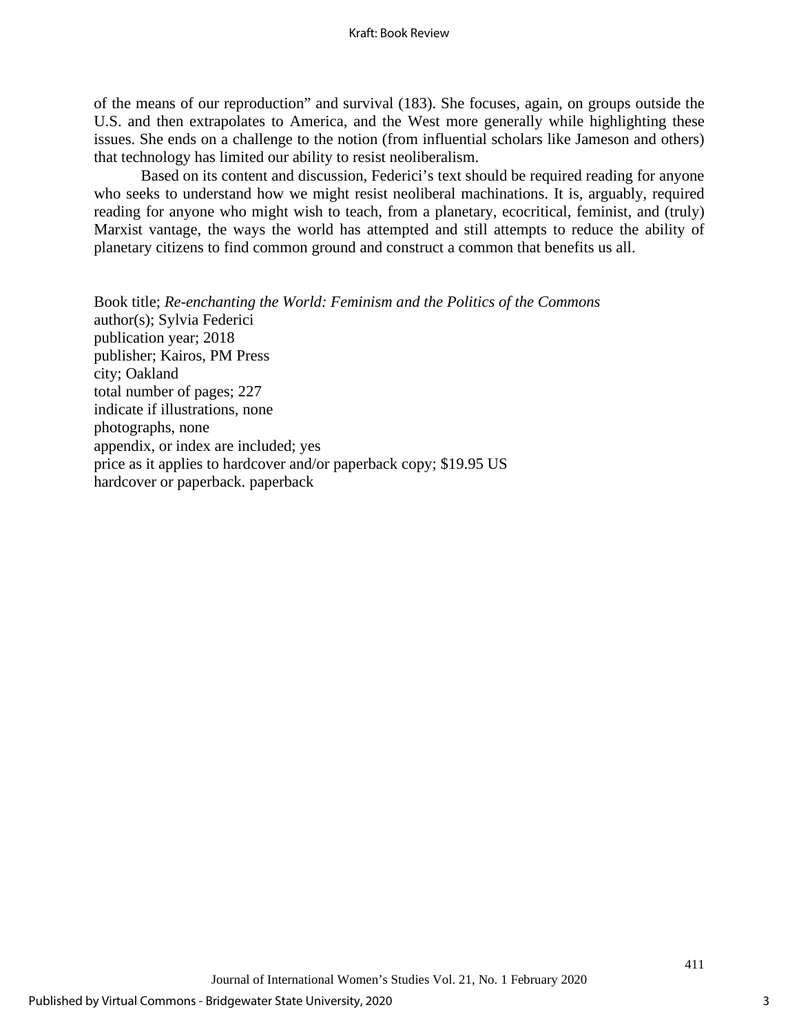of the means of our reproduction" and survival (183). She focuses, again, on groups outside the U.S. and then extrapolates to America, and the West more generally while highlighting these issues. She ends on a challenge to the notion (from influential scholars like Jameson and others) that technology has limited our ability to resist neoliberalism.

Based on its content and discussion, Federici's text should be required reading for anyone who seeks to understand how we might resist neoliberal machinations. It is, arguably, required reading for anyone who might wish to teach, from a planetary, ecocritical, feminist, and (truly) Marxist vantage, the ways the world has attempted and still attempts to reduce the ability of planetary citizens to find common ground and construct a common that benefits us all.

Book title; *Re-enchanting the World: Feminism and the Politics of the Commons*  
author(s); Sylvia Federici  
publication year; 2018  
publisher; Kairos, PM Press  
city; Oakland  
total number of pages; 227  
indicate if illustrations, none  
photographs, none  
appendix, or index are included; yes  
price as it applies to hardcover and/or paperback copy; $19.95 US  
hardcover or paperback. paperback